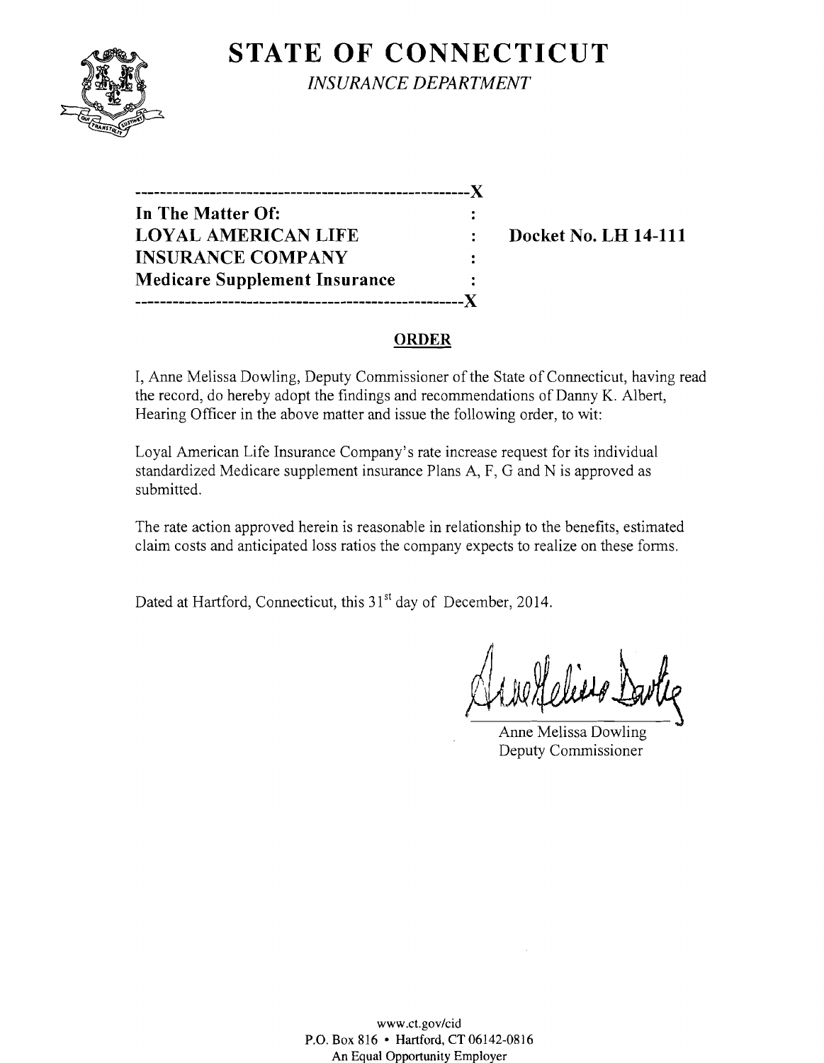# STATE OF CONNECTICUT

*INSURANCE DEPARTMENT*

```
----------------------------------------------------X
In The Matter Of:                                   :
LOYAL AMERICAN LIFE                                 :    Docket No. LH 14-111
INSURANCE COMPANY                                   :
Medicare Supplement Insurance                       :
----------------------------------------------------X
```

## ORDER

I, Anne Melissa Dowling, Deputy Commissioner of the State of Connecticut, having read the record, do hereby adopt the findings and recommendations of Danny K. Albert, Hearing Officer in the above matter and issue the following order, to wit:

Loyal American Life Insurance Company's rate increase request for its individual standardized Medicare supplement insurance Plans A, F, G and N is approved as submitted.

The rate action approved herein is reasonable in relationship to the benefits, estimated claim costs and anticipated loss ratios the company expects to realize on these forms.

Dated at Hartford, Connecticut, this 31st day of December, 2014.

Anne Melissa Dowling
Deputy Commissioner

www.ct.gov/cid
P.O. Box 816 • Hartford, CT 06142-0816
An Equal Opportunity Employer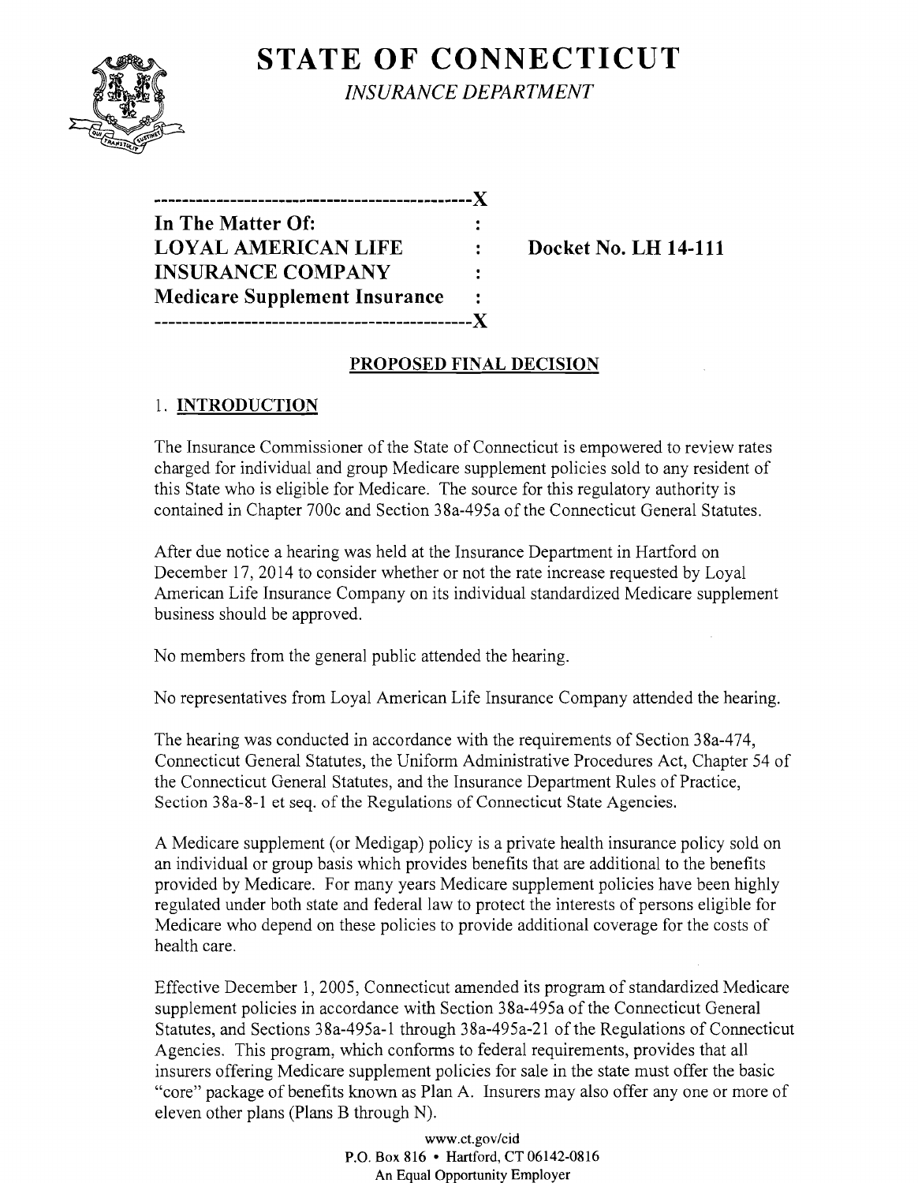# STATE OF CONNECTICUT

*INSURANCE DEPARTMENT*

| | | |
|---|---|---|
| **In The Matter Of:** | : | |
| **LOYAL AMERICAN LIFE** | : | **Docket No. LH 14-111** |
| **INSURANCE COMPANY** | : | |
| **Medicare Supplement Insurance** | : | |

## PROPOSED FINAL DECISION

### 1. INTRODUCTION

The Insurance Commissioner of the State of Connecticut is empowered to review rates charged for individual and group Medicare supplement policies sold to any resident of this State who is eligible for Medicare. The source for this regulatory authority is contained in Chapter 700c and Section 38a-495a of the Connecticut General Statutes.

After due notice a hearing was held at the Insurance Department in Hartford on December 17, 2014 to consider whether or not the rate increase requested by Loyal American Life Insurance Company on its individual standardized Medicare supplement business should be approved.

No members from the general public attended the hearing.

No representatives from Loyal American Life Insurance Company attended the hearing.

The hearing was conducted in accordance with the requirements of Section 38a-474, Connecticut General Statutes, the Uniform Administrative Procedures Act, Chapter 54 of the Connecticut General Statutes, and the Insurance Department Rules of Practice, Section 38a-8-1 et seq. of the Regulations of Connecticut State Agencies.

A Medicare supplement (or Medigap) policy is a private health insurance policy sold on an individual or group basis which provides benefits that are additional to the benefits provided by Medicare. For many years Medicare supplement policies have been highly regulated under both state and federal law to protect the interests of persons eligible for Medicare who depend on these policies to provide additional coverage for the costs of health care.

Effective December 1, 2005, Connecticut amended its program of standardized Medicare supplement policies in accordance with Section 38a-495a of the Connecticut General Statutes, and Sections 38a-495a-1 through 38a-495a-21 of the Regulations of Connecticut Agencies. This program, which conforms to federal requirements, provides that all insurers offering Medicare supplement policies for sale in the state must offer the basic "core" package of benefits known as Plan A. Insurers may also offer any one or more of eleven other plans (Plans B through N).

www.ct.gov/cid
P.O. Box 816 • Hartford, CT 06142-0816
An Equal Opportunity Employer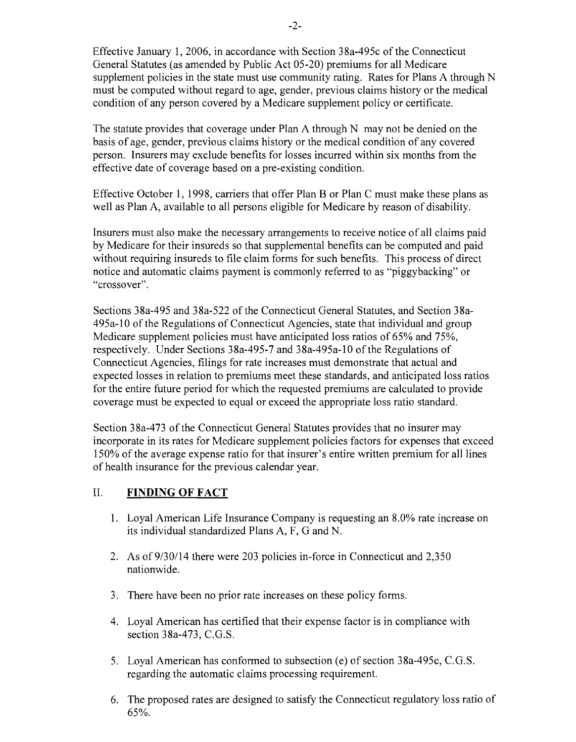Effective January 1, 2006, in accordance with Section 38a-495c of the Connecticut General Statutes (as amended by Public Act 05-20) premiums for all Medicare supplement policies in the state must use community rating. Rates for Plans A through N must be computed without regard to age, gender, previous claims history or the medical condition of any person covered by a Medicare supplement policy or certificate.

The statute provides that coverage under Plan A through N may not be denied on the basis of age, gender, previous claims history or the medical condition of any covered person. Insurers may exclude benefits for losses incurred within six months from the effective date of coverage based on a pre-existing condition.

Effective October 1, 1998, carriers that offer Plan B or Plan C must make these plans as well as Plan A, available to all persons eligible for Medicare by reason of disability.

Insurers must also make the necessary arrangements to receive notice of all claims paid by Medicare for their insureds so that supplemental benefits can be computed and paid without requiring insureds to file claim forms for such benefits. This process of direct notice and automatic claims payment is commonly referred to as "piggybacking" or "crossover".

Sections 38a-495 and 38a-522 of the Connecticut General Statutes, and Section 38a-495a-10 of the Regulations of Connecticut Agencies, state that individual and group Medicare supplement policies must have anticipated loss ratios of 65% and 75%, respectively. Under Sections 38a-495-7 and 38a-495a-10 of the Regulations of Connecticut Agencies, filings for rate increases must demonstrate that actual and expected losses in relation to premiums meet these standards, and anticipated loss ratios for the entire future period for which the requested premiums are calculated to provide coverage must be expected to equal or exceed the appropriate loss ratio standard.

Section 38a-473 of the Connecticut General Statutes provides that no insurer may incorporate in its rates for Medicare supplement policies factors for expenses that exceed 150% of the average expense ratio for that insurer's entire written premium for all lines of health insurance for the previous calendar year.

## II. FINDING OF FACT

1. Loyal American Life Insurance Company is requesting an 8.0% rate increase on its individual standardized Plans A, F, G and N.

2. As of 9/30/14 there were 203 policies in-force in Connecticut and 2,350 nationwide.

3. There have been no prior rate increases on these policy forms.

4. Loyal American has certified that their expense factor is in compliance with section 38a-473, C.G.S.

5. Loyal American has conformed to subsection (e) of section 38a-495c, C.G.S. regarding the automatic claims processing requirement.

6. The proposed rates are designed to satisfy the Connecticut regulatory loss ratio of 65%.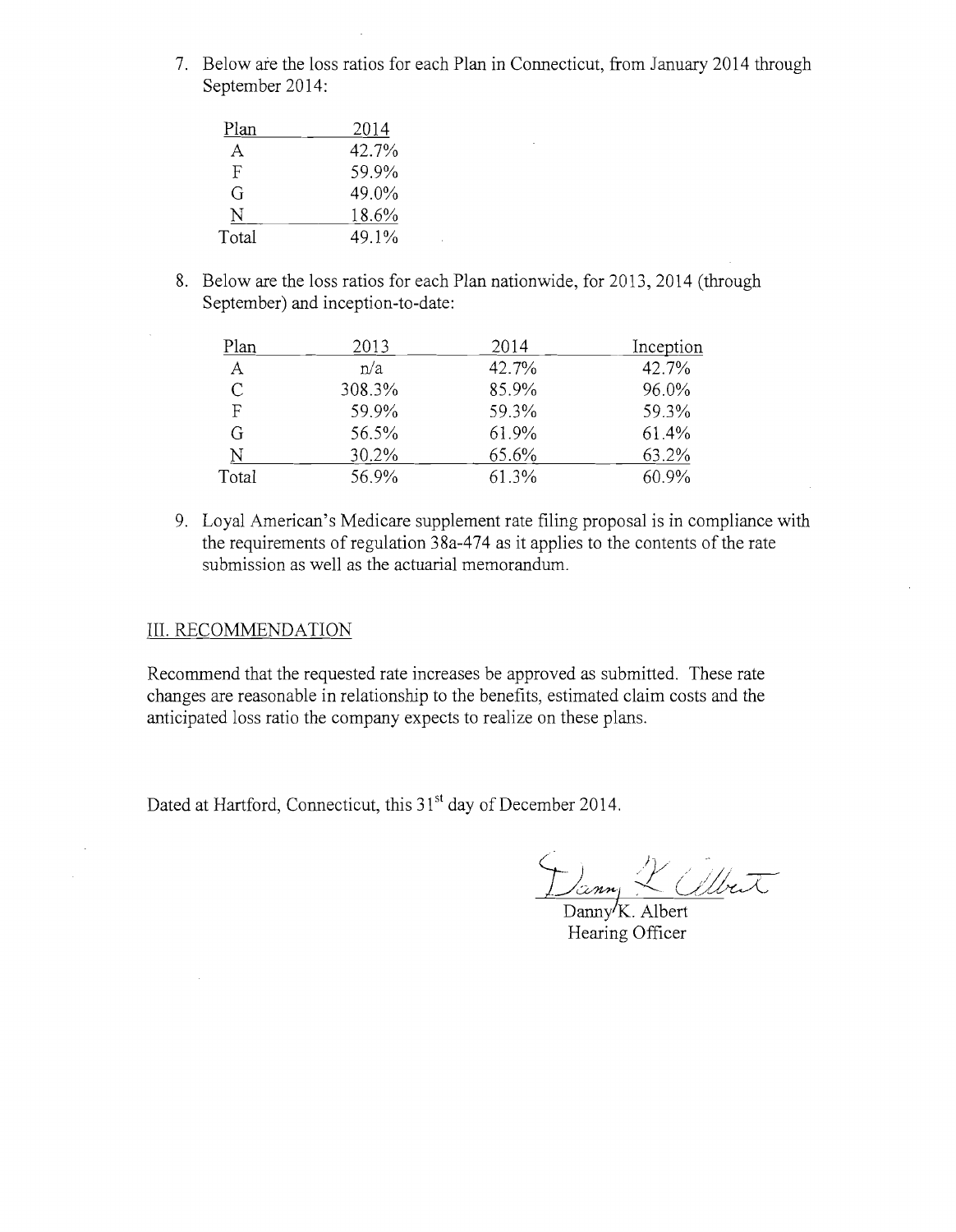7. Below are the loss ratios for each Plan in Connecticut, from January 2014 through September 2014:

| Plan | 2014 |
|---|---|
| A | 42.7% |
| F | 59.9% |
| G | 49.0% |
| N | 18.6% |
| Total | 49.1% |

8. Below are the loss ratios for each Plan nationwide, for 2013, 2014 (through September) and inception-to-date:

| Plan | 2013 | 2014 | Inception |
|---|---|---|---|
| A | n/a | 42.7% | 42.7% |
| C | 308.3% | 85.9% | 96.0% |
| F | 59.9% | 59.3% | 59.3% |
| G | 56.5% | 61.9% | 61.4% |
| N | 30.2% | 65.6% | 63.2% |
| Total | 56.9% | 61.3% | 60.9% |

9. Loyal American's Medicare supplement rate filing proposal is in compliance with the requirements of regulation 38a-474 as it applies to the contents of the rate submission as well as the actuarial memorandum.

## III. RECOMMENDATION

Recommend that the requested rate increases be approved as submitted. These rate changes are reasonable in relationship to the benefits, estimated claim costs and the anticipated loss ratio the company expects to realize on these plans.

Dated at Hartford, Connecticut, this 31st day of December 2014.

Danny K. Albert
Hearing Officer